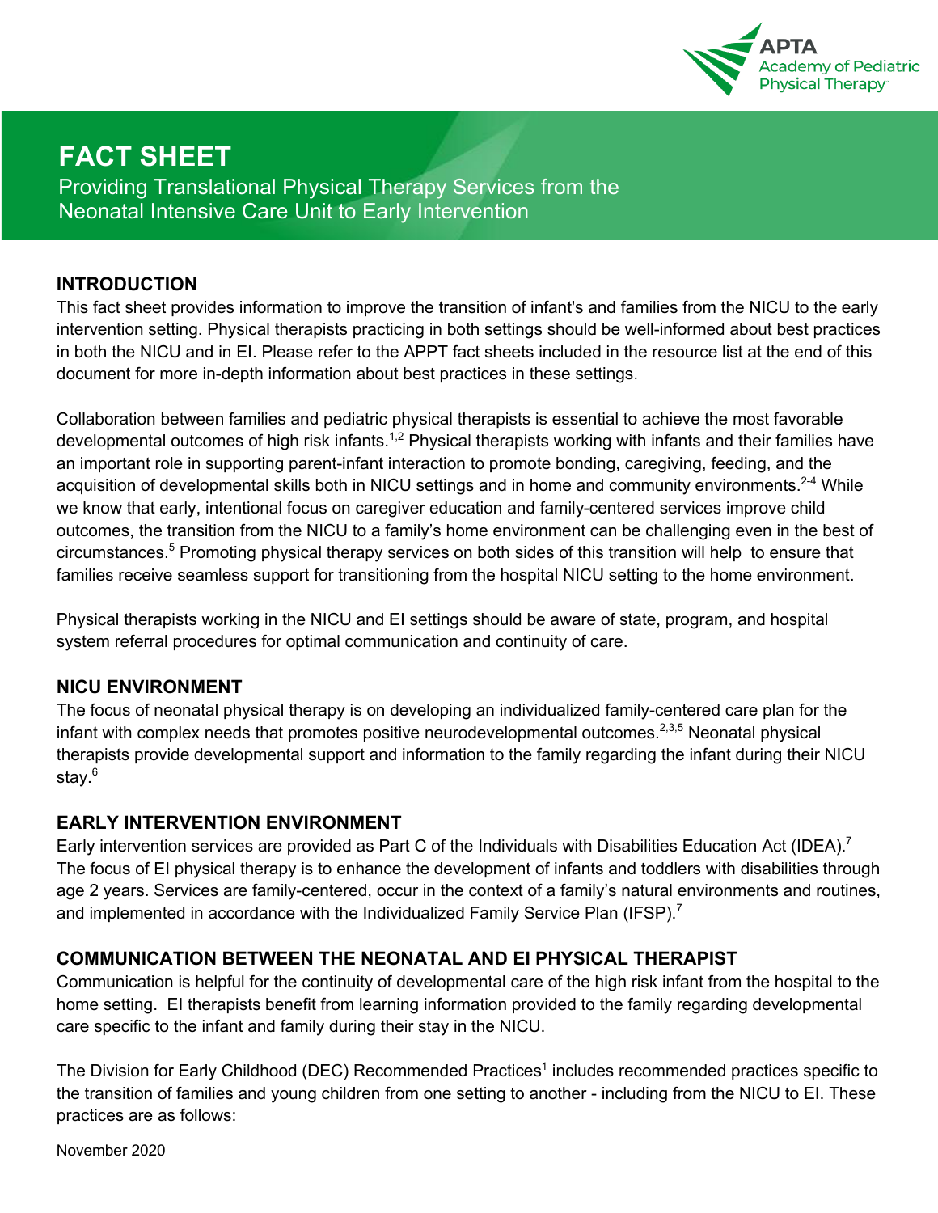APTA Academy of Pediatric Physical Therapy

# FACT SHEET

## Providing Translational Physical Therapy Services from the Neonatal Intensive Care Unit to Early Intervention

### INTRODUCTION

This fact sheet provides information to improve the transition of infant's and families from the NICU to the early intervention setting. Physical therapists practicing in both settings should be well-informed about best practices in both the NICU and in EI. Please refer to the APPT fact sheets included in the resource list at the end of this document for more in-depth information about best practices in these settings.

Collaboration between families and pediatric physical therapists is essential to achieve the most favorable developmental outcomes of high risk infants.[1,2] Physical therapists working with infants and their families have an important role in supporting parent-infant interaction to promote bonding, caregiving, feeding, and the acquisition of developmental skills both in NICU settings and in home and community environments.[2-4] While we know that early, intentional focus on caregiver education and family-centered services improve child outcomes, the transition from the NICU to a family's home environment can be challenging even in the best of circumstances.[5] Promoting physical therapy services on both sides of this transition will help to ensure that families receive seamless support for transitioning from the hospital NICU setting to the home environment.

Physical therapists working in the NICU and EI settings should be aware of state, program, and hospital system referral procedures for optimal communication and continuity of care.

### NICU ENVIRONMENT

The focus of neonatal physical therapy is on developing an individualized family-centered care plan for the infant with complex needs that promotes positive neurodevelopmental outcomes.[2,3,5] Neonatal physical therapists provide developmental support and information to the family regarding the infant during their NICU stay.[6]

### EARLY INTERVENTION ENVIRONMENT

Early intervention services are provided as Part C of the Individuals with Disabilities Education Act (IDEA).[7] The focus of EI physical therapy is to enhance the development of infants and toddlers with disabilities through age 2 years. Services are family-centered, occur in the context of a family's natural environments and routines, and implemented in accordance with the Individualized Family Service Plan (IFSP).[7]

### COMMUNICATION BETWEEN THE NEONATAL AND EI PHYSICAL THERAPIST

Communication is helpful for the continuity of developmental care of the high risk infant from the hospital to the home setting. EI therapists benefit from learning information provided to the family regarding developmental care specific to the infant and family during their stay in the NICU.

The Division for Early Childhood (DEC) Recommended Practices[1] includes recommended practices specific to the transition of families and young children from one setting to another - including from the NICU to EI. These practices are as follows:

November 2020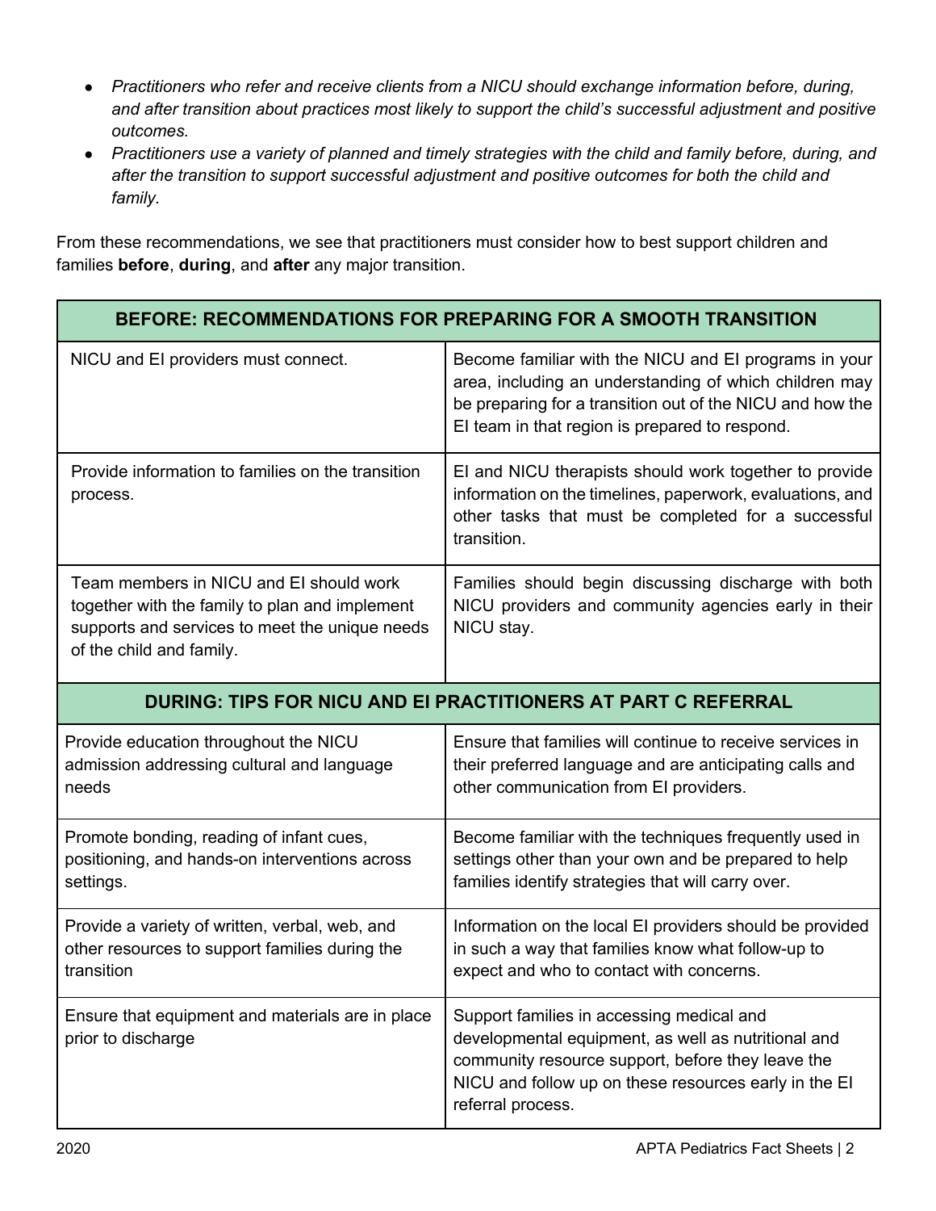- *Practitioners who refer and receive clients from a NICU should exchange information before, during, and after transition about practices most likely to support the child's successful adjustment and positive outcomes.*
- *Practitioners use a variety of planned and timely strategies with the child and family before, during, and after the transition to support successful adjustment and positive outcomes for both the child and family.*

From these recommendations, we see that practitioners must consider how to best support children and families **before**, **during**, and **after** any major transition.

| **BEFORE: RECOMMENDATIONS FOR PREPARING FOR A SMOOTH TRANSITION** | |
|---|---|
| NICU and EI providers must connect. | Become familiar with the NICU and EI programs in your area, including an understanding of which children may be preparing for a transition out of the NICU and how the EI team in that region is prepared to respond. |
| Provide information to families on the transition process. | EI and NICU therapists should work together to provide information on the timelines, paperwork, evaluations, and other tasks that must be completed for a successful transition. |
| Team members in NICU and EI should work together with the family to plan and implement supports and services to meet the unique needs of the child and family. | Families should begin discussing discharge with both NICU providers and community agencies early in their NICU stay. |

| **DURING: TIPS FOR NICU AND EI PRACTITIONERS AT PART C REFERRAL** | |
|---|---|
| Provide education throughout the NICU admission addressing cultural and language needs | Ensure that families will continue to receive services in their preferred language and are anticipating calls and other communication from EI providers. |
| Promote bonding, reading of infant cues, positioning, and hands-on interventions across settings. | Become familiar with the techniques frequently used in settings other than your own and be prepared to help families identify strategies that will carry over. |
| Provide a variety of written, verbal, web, and other resources to support families during the transition | Information on the local EI providers should be provided in such a way that families know what follow-up to expect and who to contact with concerns. |
| Ensure that equipment and materials are in place prior to discharge | Support families in accessing medical and developmental equipment, as well as nutritional and community resource support, before they leave the NICU and follow up on these resources early in the EI referral process. |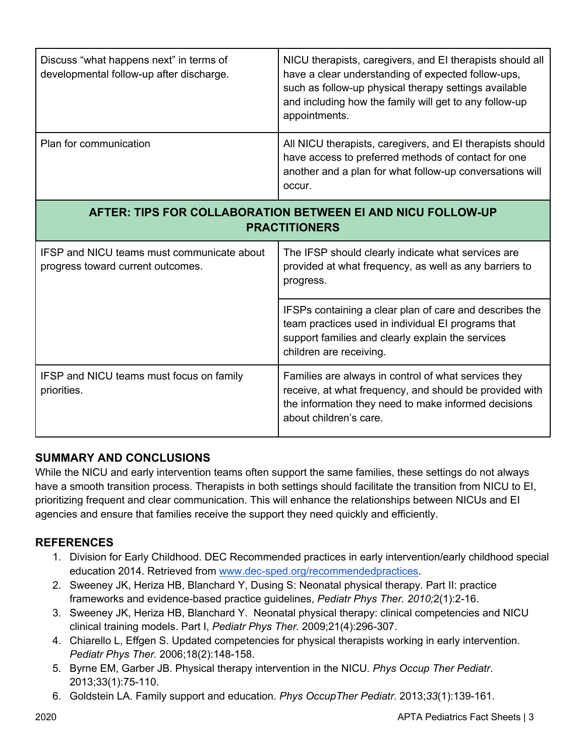| | |
|---|---|
| Discuss "what happens next" in terms of developmental follow-up after discharge. | NICU therapists, caregivers, and EI therapists should all have a clear understanding of expected follow-ups, such as follow-up physical therapy settings available and including how the family will get to any follow-up appointments. |
| Plan for communication | All NICU therapists, caregivers, and EI therapists should have access to preferred methods of contact for one another and a plan for what follow-up conversations will occur. |
| **AFTER: TIPS FOR COLLABORATION BETWEEN EI AND NICU FOLLOW-UP PRACTITIONERS** | |
| IFSP and NICU teams must communicate about progress toward current outcomes. | The IFSP should clearly indicate what services are provided at what frequency, as well as any barriers to progress. |
| | IFSPs containing a clear plan of care and describes the team practices used in individual EI programs that support families and clearly explain the services children are receiving. |
| IFSP and NICU teams must focus on family priorities. | Families are always in control of what services they receive, at what frequency, and should be provided with the information they need to make informed decisions about children's care. |

## SUMMARY AND CONCLUSIONS

While the NICU and early intervention teams often support the same families, these settings do not always have a smooth transition process. Therapists in both settings should facilitate the transition from NICU to EI, prioritizing frequent and clear communication. This will enhance the relationships between NICUs and EI agencies and ensure that families receive the support they need quickly and efficiently.

## REFERENCES

1. Division for Early Childhood. DEC Recommended practices in early intervention/early childhood special education 2014. Retrieved from www.dec-sped.org/recommendedpractices.
2. Sweeney JK, Heriza HB, Blanchard Y, Dusing S: Neonatal physical therapy. Part II: practice frameworks and evidence-based practice guidelines, *Pediatr Phys Ther. 2010;*2(1):2-16.
3. Sweeney JK, Heriza HB, Blanchard Y. Neonatal physical therapy: clinical competencies and NICU clinical training models. Part I, *Pediatr Phys Ther.* 2009;21(4):296-307.
4. Chiarello L, Effgen S. Updated competencies for physical therapists working in early intervention. *Pediatr Phys Ther.* 2006;18(2):148-158.
5. Byrne EM, Garber JB. Physical therapy intervention in the NICU. *Phys Occup Ther Pediatr.* 2013;33(1):75-110.
6. Goldstein LA. Family support and education. *Phys OccupTher Pediatr.* 2013;*33*(1):139-161.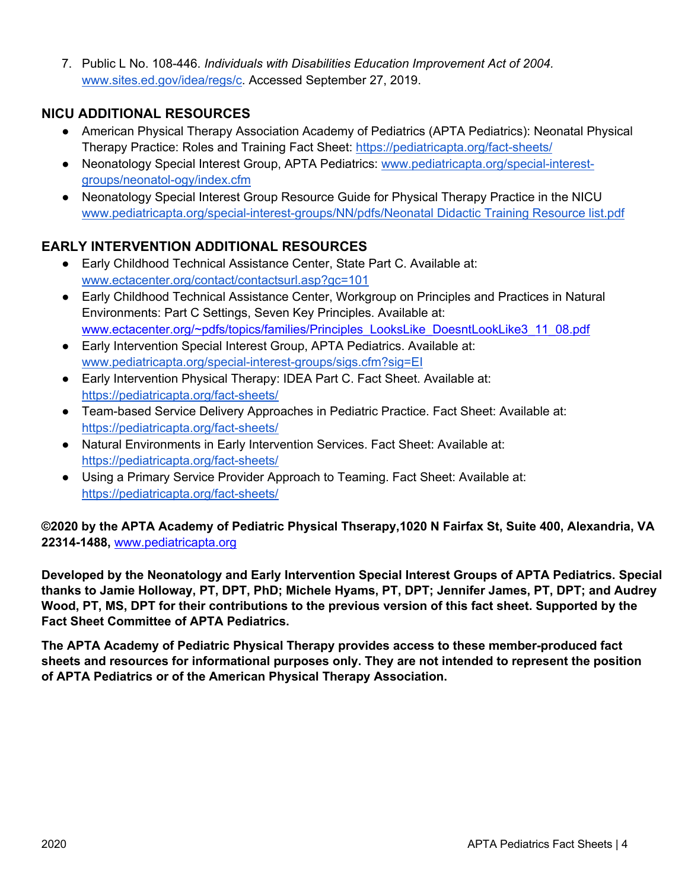7. Public L No. 108-446. *Individuals with Disabilities Education Improvement Act of 2004.* www.sites.ed.gov/idea/regs/c. Accessed September 27, 2019.

## NICU ADDITIONAL RESOURCES

- American Physical Therapy Association Academy of Pediatrics (APTA Pediatrics): Neonatal Physical Therapy Practice: Roles and Training Fact Sheet: https://pediatricapta.org/fact-sheets/
- Neonatology Special Interest Group, APTA Pediatrics: www.pediatricapta.org/special-interest-groups/neonatol-ogy/index.cfm
- Neonatology Special Interest Group Resource Guide for Physical Therapy Practice in the NICU www.pediatricapta.org/special-interest-groups/NN/pdfs/Neonatal Didactic Training Resource list.pdf

## EARLY INTERVENTION ADDITIONAL RESOURCES

- Early Childhood Technical Assistance Center, State Part C. Available at: www.ectacenter.org/contact/contactsurl.asp?gc=101
- Early Childhood Technical Assistance Center, Workgroup on Principles and Practices in Natural Environments: Part C Settings, Seven Key Principles. Available at: www.ectacenter.org/~pdfs/topics/families/Principles_LooksLike_DoesntLookLike3_11_08.pdf
- Early Intervention Special Interest Group, APTA Pediatrics. Available at: www.pediatricapta.org/special-interest-groups/sigs.cfm?sig=EI
- Early Intervention Physical Therapy: IDEA Part C. Fact Sheet. Available at: https://pediatricapta.org/fact-sheets/
- Team-based Service Delivery Approaches in Pediatric Practice. Fact Sheet: Available at: https://pediatricapta.org/fact-sheets/
- Natural Environments in Early Intervention Services. Fact Sheet: Available at: https://pediatricapta.org/fact-sheets/
- Using a Primary Service Provider Approach to Teaming. Fact Sheet: Available at: https://pediatricapta.org/fact-sheets/

**©2020 by the APTA Academy of Pediatric Physical Thserapy,1020 N Fairfax St, Suite 400, Alexandria, VA 22314-1488,** www.pediatricapta.org

**Developed by the Neonatology and Early Intervention Special Interest Groups of APTA Pediatrics. Special thanks to Jamie Holloway, PT, DPT, PhD; Michele Hyams, PT, DPT; Jennifer James, PT, DPT; and Audrey Wood, PT, MS, DPT for their contributions to the previous version of this fact sheet. Supported by the Fact Sheet Committee of APTA Pediatrics.**

**The APTA Academy of Pediatric Physical Therapy provides access to these member-produced fact sheets and resources for informational purposes only. They are not intended to represent the position of APTA Pediatrics or of the American Physical Therapy Association.**